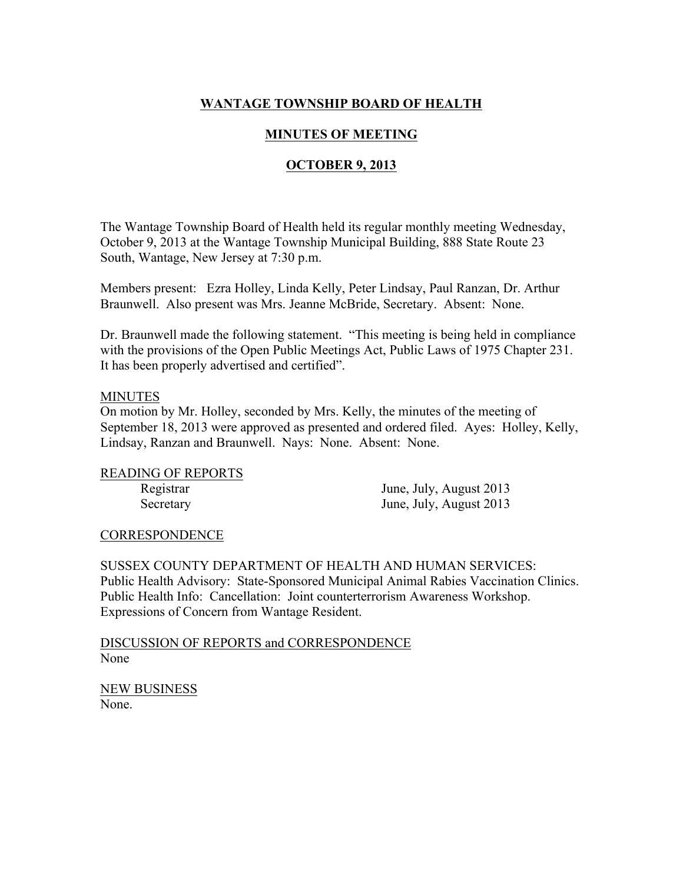# WANTAGE TOWNSHIP BOARD OF HEALTH

## MINUTES OF MEETING

## OCTOBER 9, 2013

The Wantage Township Board of Health held its regular monthly meeting Wednesday, October 9, 2013 at the Wantage Township Municipal Building, 888 State Route 23 South, Wantage, New Jersey at 7:30 p.m.

Members present: Ezra Holley, Linda Kelly, Peter Lindsay, Paul Ranzan, Dr. Arthur Braunwell. Also present was Mrs. Jeanne McBride, Secretary. Absent: None.

Dr. Braunwell made the following statement. "This meeting is being held in compliance with the provisions of the Open Public Meetings Act, Public Laws of 1975 Chapter 231. It has been properly advertised and certified".

MINUTES
On motion by Mr. Holley, seconded by Mrs. Kelly, the minutes of the meeting of September 18, 2013 were approved as presented and ordered filed. Ayes: Holley, Kelly, Lindsay, Ranzan and Braunwell. Nays: None. Absent: None.

READING OF REPORTS

| | |
|---|---|
| Registrar | June, July, August 2013 |
| Secretary | June, July, August 2013 |

CORRESPONDENCE

SUSSEX COUNTY DEPARTMENT OF HEALTH AND HUMAN SERVICES:
Public Health Advisory: State-Sponsored Municipal Animal Rabies Vaccination Clinics.
Public Health Info: Cancellation: Joint counterterrorism Awareness Workshop.
Expressions of Concern from Wantage Resident.

DISCUSSION OF REPORTS and CORRESPONDENCE
None

NEW BUSINESS
None.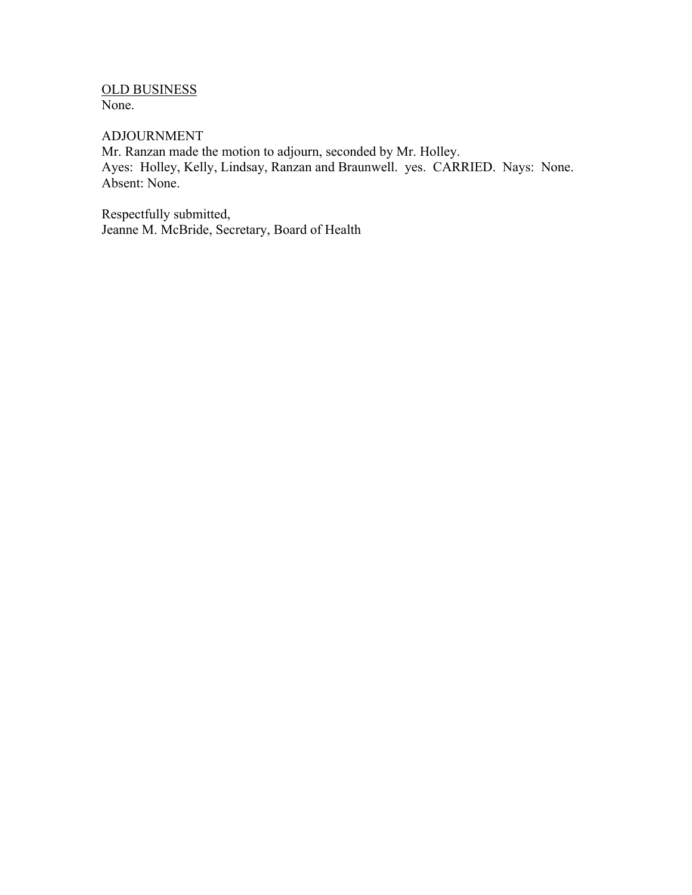<u>OLD BUSINESS</u>
None.

ADJOURNMENT
Mr. Ranzan made the motion to adjourn, seconded by Mr. Holley.
Ayes: Holley, Kelly, Lindsay, Ranzan and Braunwell. yes. CARRIED. Nays: None.
Absent: None.

Respectfully submitted,
Jeanne M. McBride, Secretary, Board of Health